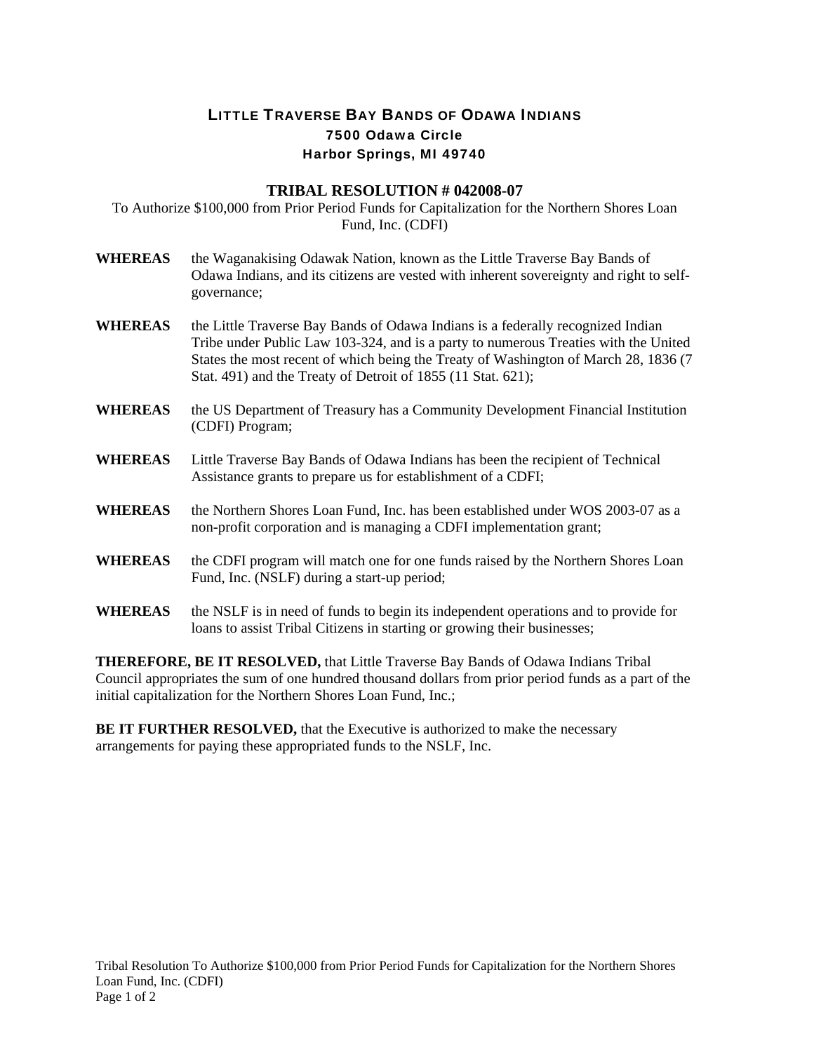# LITTLE TRAVERSE BAY BANDS OF ODAWA INDIANS

**7500 Odawa Circle**
**Harbor Springs, MI 49740**

## TRIBAL RESOLUTION # 042008-07

To Authorize $100,000 from Prior Period Funds for Capitalization for the Northern Shores Loan Fund, Inc. (CDFI)

**WHEREAS** the Waganakising Odawak Nation, known as the Little Traverse Bay Bands of Odawa Indians, and its citizens are vested with inherent sovereignty and right to self-governance;

**WHEREAS** the Little Traverse Bay Bands of Odawa Indians is a federally recognized Indian Tribe under Public Law 103-324, and is a party to numerous Treaties with the United States the most recent of which being the Treaty of Washington of March 28, 1836 (7 Stat. 491) and the Treaty of Detroit of 1855 (11 Stat. 621);

**WHEREAS** the US Department of Treasury has a Community Development Financial Institution (CDFI) Program;

**WHEREAS** Little Traverse Bay Bands of Odawa Indians has been the recipient of Technical Assistance grants to prepare us for establishment of a CDFI;

**WHEREAS** the Northern Shores Loan Fund, Inc. has been established under WOS 2003-07 as a non-profit corporation and is managing a CDFI implementation grant;

**WHEREAS** the CDFI program will match one for one funds raised by the Northern Shores Loan Fund, Inc. (NSLF) during a start-up period;

**WHEREAS** the NSLF is in need of funds to begin its independent operations and to provide for loans to assist Tribal Citizens in starting or growing their businesses;

**THEREFORE, BE IT RESOLVED,** that Little Traverse Bay Bands of Odawa Indians Tribal Council appropriates the sum of one hundred thousand dollars from prior period funds as a part of the initial capitalization for the Northern Shores Loan Fund, Inc.;

**BE IT FURTHER RESOLVED,** that the Executive is authorized to make the necessary arrangements for paying these appropriated funds to the NSLF, Inc.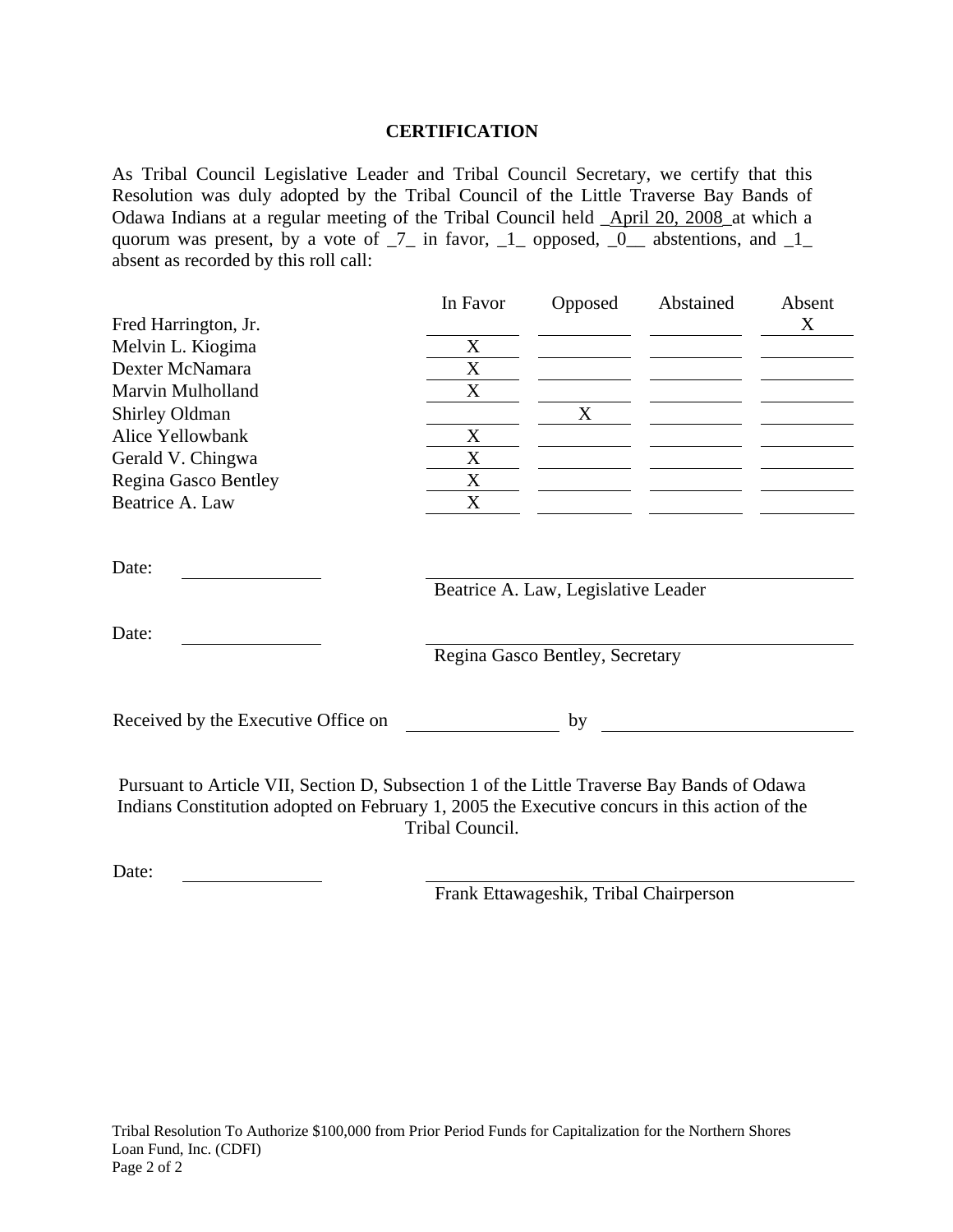## CERTIFICATION

As Tribal Council Legislative Leader and Tribal Council Secretary, we certify that this Resolution was duly adopted by the Tribal Council of the Little Traverse Bay Bands of Odawa Indians at a regular meeting of the Tribal Council held _April 20, 2008_ at which a quorum was present, by a vote of _7_ in favor, _1_ opposed, _0__ abstentions, and _1_ absent as recorded by this roll call:

| | In Favor | Opposed | Abstained | Absent |
|---|---|---|---|---|
| Fred Harrington, Jr. | | | | X |
| Melvin L. Kiogima | X | | | |
| Dexter McNamara | X | | | |
| Marvin Mulholland | X | | | |
| Shirley Oldman | | X | | |
| Alice Yellowbank | X | | | |
| Gerald V. Chingwa | X | | | |
| Regina Gasco Bentley | X | | | |
| Beatrice A. Law | X | | | |

Date: ______________ ____________________________________
Beatrice A. Law, Legislative Leader

Date: ______________ ____________________________________
Regina Gasco Bentley, Secretary

Received by the Executive Office on ______________ by ______________________

Pursuant to Article VII, Section D, Subsection 1 of the Little Traverse Bay Bands of Odawa Indians Constitution adopted on February 1, 2005 the Executive concurs in this action of the Tribal Council.

Date: ______________ ____________________________________
Frank Ettawageshik, Tribal Chairperson